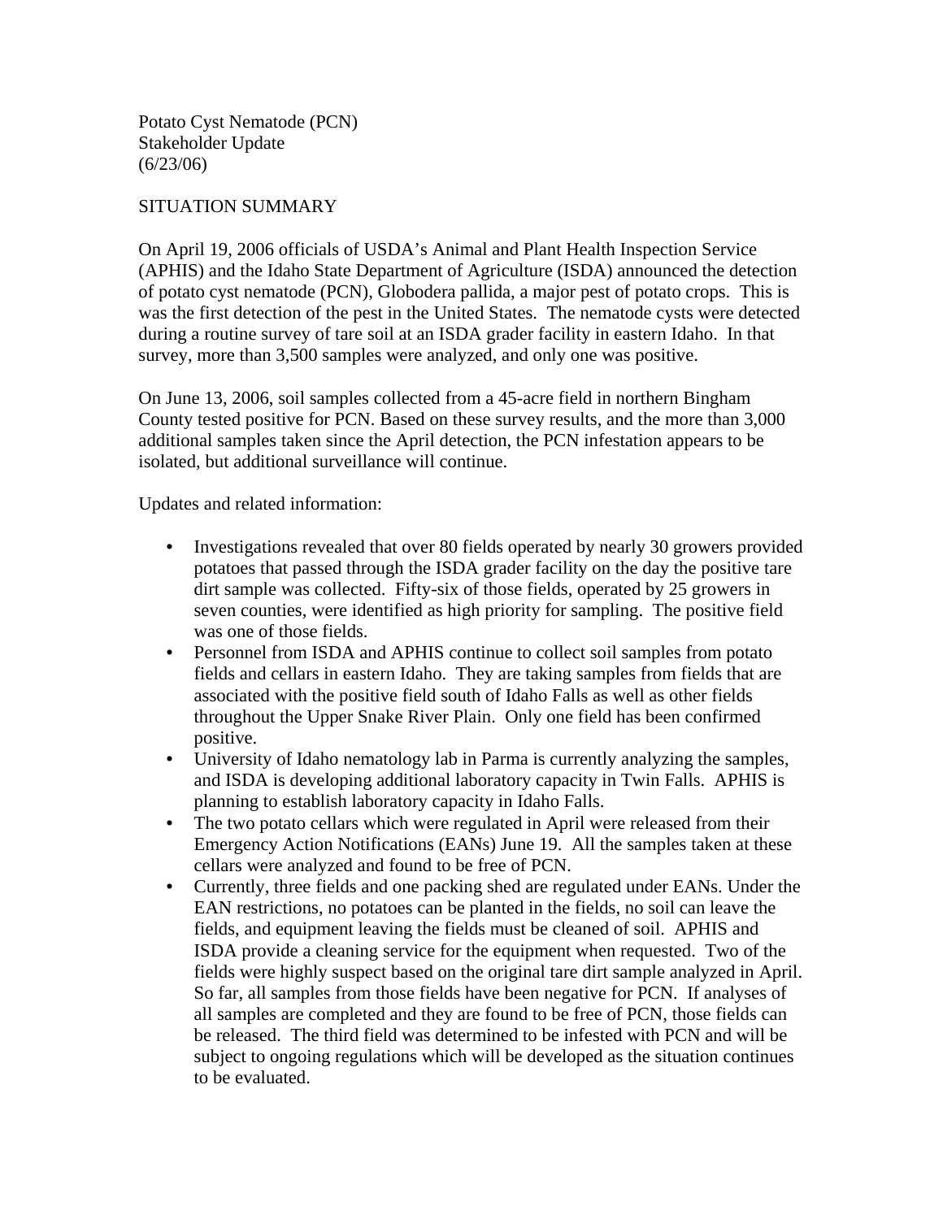Potato Cyst Nematode (PCN)
Stakeholder Update
(6/23/06)

SITUATION SUMMARY

On April 19, 2006 officials of USDA's Animal and Plant Health Inspection Service (APHIS) and the Idaho State Department of Agriculture (ISDA) announced the detection of potato cyst nematode (PCN), Globodera pallida, a major pest of potato crops. This is was the first detection of the pest in the United States. The nematode cysts were detected during a routine survey of tare soil at an ISDA grader facility in eastern Idaho. In that survey, more than 3,500 samples were analyzed, and only one was positive.

On June 13, 2006, soil samples collected from a 45-acre field in northern Bingham County tested positive for PCN. Based on these survey results, and the more than 3,000 additional samples taken since the April detection, the PCN infestation appears to be isolated, but additional surveillance will continue.

Updates and related information:

- Investigations revealed that over 80 fields operated by nearly 30 growers provided potatoes that passed through the ISDA grader facility on the day the positive tare dirt sample was collected. Fifty-six of those fields, operated by 25 growers in seven counties, were identified as high priority for sampling. The positive field was one of those fields.
- Personnel from ISDA and APHIS continue to collect soil samples from potato fields and cellars in eastern Idaho. They are taking samples from fields that are associated with the positive field south of Idaho Falls as well as other fields throughout the Upper Snake River Plain. Only one field has been confirmed positive.
- University of Idaho nematology lab in Parma is currently analyzing the samples, and ISDA is developing additional laboratory capacity in Twin Falls. APHIS is planning to establish laboratory capacity in Idaho Falls.
- The two potato cellars which were regulated in April were released from their Emergency Action Notifications (EANs) June 19. All the samples taken at these cellars were analyzed and found to be free of PCN.
- Currently, three fields and one packing shed are regulated under EANs. Under the EAN restrictions, no potatoes can be planted in the fields, no soil can leave the fields, and equipment leaving the fields must be cleaned of soil. APHIS and ISDA provide a cleaning service for the equipment when requested. Two of the fields were highly suspect based on the original tare dirt sample analyzed in April. So far, all samples from those fields have been negative for PCN. If analyses of all samples are completed and they are found to be free of PCN, those fields can be released. The third field was determined to be infested with PCN and will be subject to ongoing regulations which will be developed as the situation continues to be evaluated.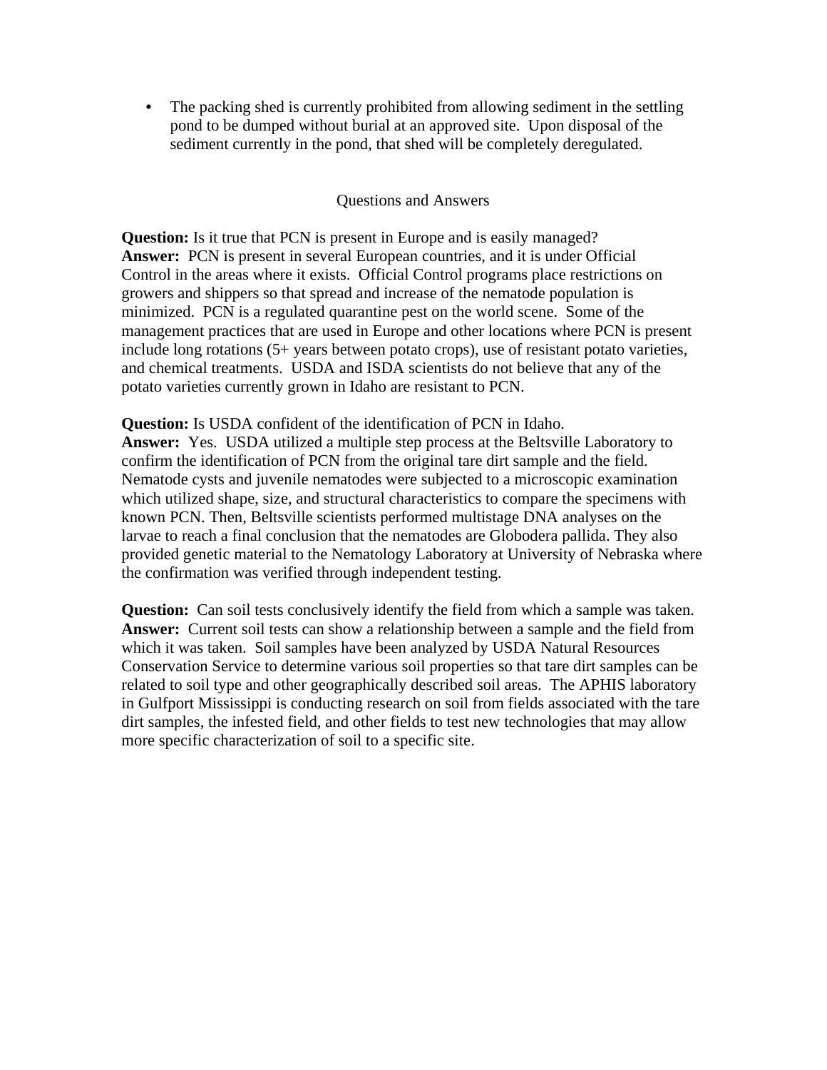- The packing shed is currently prohibited from allowing sediment in the settling pond to be dumped without burial at an approved site. Upon disposal of the sediment currently in the pond, that shed will be completely deregulated.

## Questions and Answers

**Question:** Is it true that PCN is present in Europe and is easily managed?
**Answer:** PCN is present in several European countries, and it is under Official Control in the areas where it exists. Official Control programs place restrictions on growers and shippers so that spread and increase of the nematode population is minimized. PCN is a regulated quarantine pest on the world scene. Some of the management practices that are used in Europe and other locations where PCN is present include long rotations (5+ years between potato crops), use of resistant potato varieties, and chemical treatments. USDA and ISDA scientists do not believe that any of the potato varieties currently grown in Idaho are resistant to PCN.

**Question:** Is USDA confident of the identification of PCN in Idaho.
**Answer:** Yes. USDA utilized a multiple step process at the Beltsville Laboratory to confirm the identification of PCN from the original tare dirt sample and the field. Nematode cysts and juvenile nematodes were subjected to a microscopic examination which utilized shape, size, and structural characteristics to compare the specimens with known PCN. Then, Beltsville scientists performed multistage DNA analyses on the larvae to reach a final conclusion that the nematodes are Globodera pallida. They also provided genetic material to the Nematology Laboratory at University of Nebraska where the confirmation was verified through independent testing.

**Question:** Can soil tests conclusively identify the field from which a sample was taken.
**Answer:** Current soil tests can show a relationship between a sample and the field from which it was taken. Soil samples have been analyzed by USDA Natural Resources Conservation Service to determine various soil properties so that tare dirt samples can be related to soil type and other geographically described soil areas. The APHIS laboratory in Gulfport Mississippi is conducting research on soil from fields associated with the tare dirt samples, the infested field, and other fields to test new technologies that may allow more specific characterization of soil to a specific site.